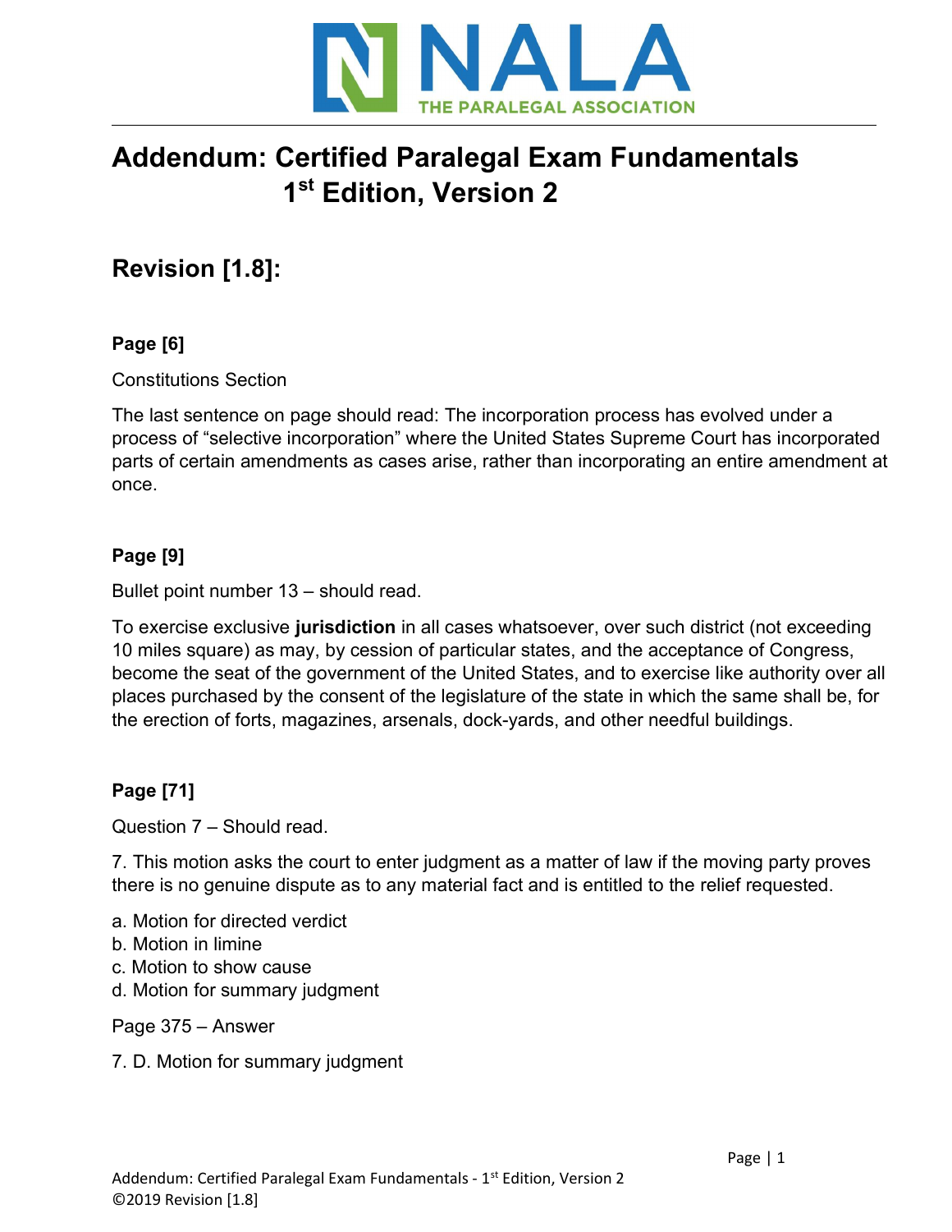NALA

THE PARALEGAL ASSOCIATION

# Addendum: Certified Paralegal Exam Fundamentals 1st Edition, Version 2

## Revision [1.8]:

### Page [6]

Constitutions Section

The last sentence on page should read: The incorporation process has evolved under a process of “selective incorporation” where the United States Supreme Court has incorporated parts of certain amendments as cases arise, rather than incorporating an entire amendment at once.

### Page [9]

Bullet point number 13 – should read.

To exercise exclusive **jurisdiction** in all cases whatsoever, over such district (not exceeding 10 miles square) as may, by cession of particular states, and the acceptance of Congress, become the seat of the government of the United States, and to exercise like authority over all places purchased by the consent of the legislature of the state in which the same shall be, for the erection of forts, magazines, arsenals, dock-yards, and other needful buildings.

### Page [71]

Question 7 – Should read.

7. This motion asks the court to enter judgment as a matter of law if the moving party proves there is no genuine dispute as to any material fact and is entitled to the relief requested.

a. Motion for directed verdict
b. Motion in limine
c. Motion to show cause
d. Motion for summary judgment

Page 375 – Answer

7. D. Motion for summary judgment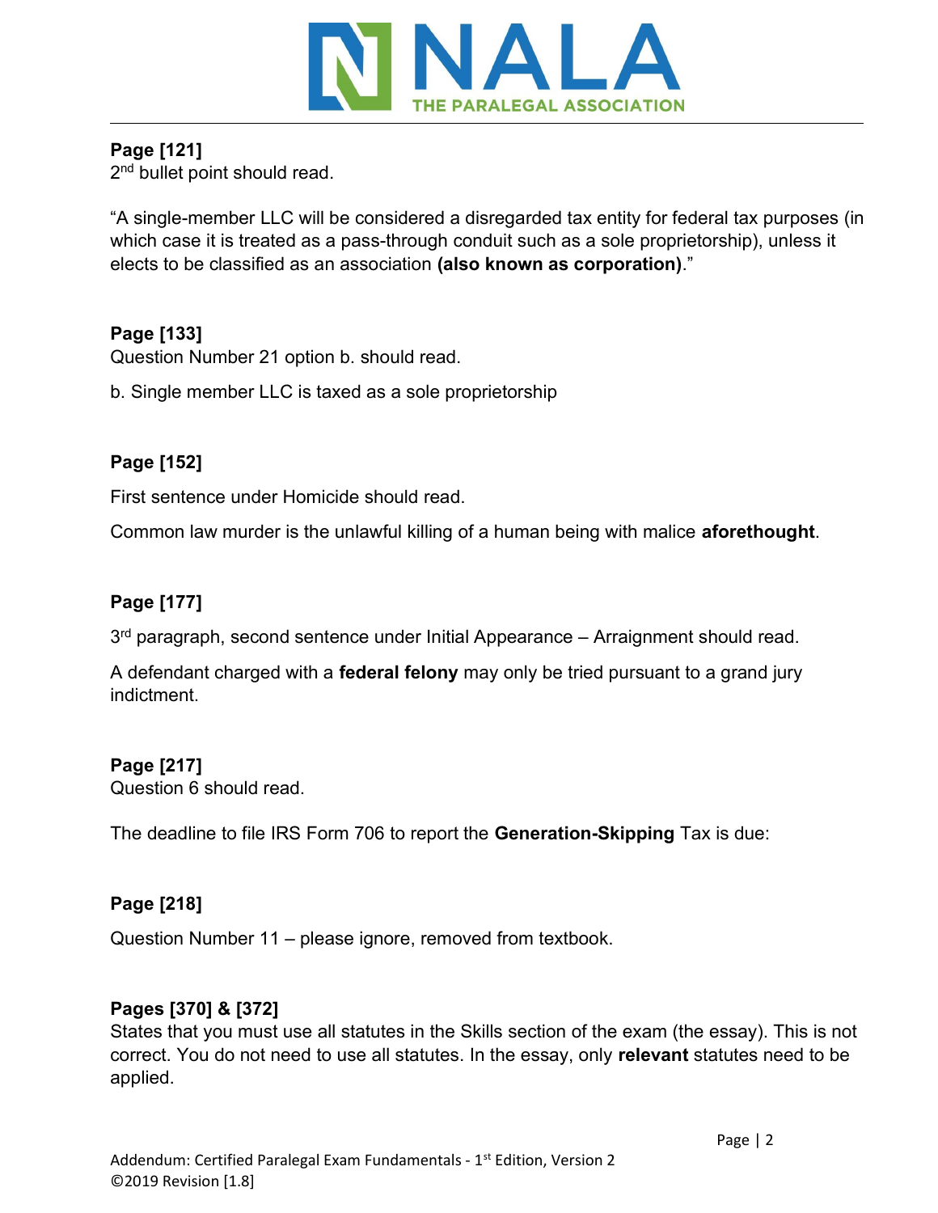**Page [121]**
2nd bullet point should read.

"A single-member LLC will be considered a disregarded tax entity for federal tax purposes (in which case it is treated as a pass-through conduit such as a sole proprietorship), unless it elects to be classified as an association **(also known as corporation)**."

**Page [133]**
Question Number 21 option b. should read.

b. Single member LLC is taxed as a sole proprietorship

**Page [152]**

First sentence under Homicide should read.

Common law murder is the unlawful killing of a human being with malice **aforethought**.

**Page [177]**

3rd paragraph, second sentence under Initial Appearance – Arraignment should read.

A defendant charged with a **federal felony** may only be tried pursuant to a grand jury indictment.

**Page [217]**
Question 6 should read.

The deadline to file IRS Form 706 to report the **Generation-Skipping** Tax is due:

**Page [218]**

Question Number 11 – please ignore, removed from textbook.

**Pages [370] & [372]**
States that you must use all statutes in the Skills section of the exam (the essay). This is not correct. You do not need to use all statutes. In the essay, only **relevant** statutes need to be applied.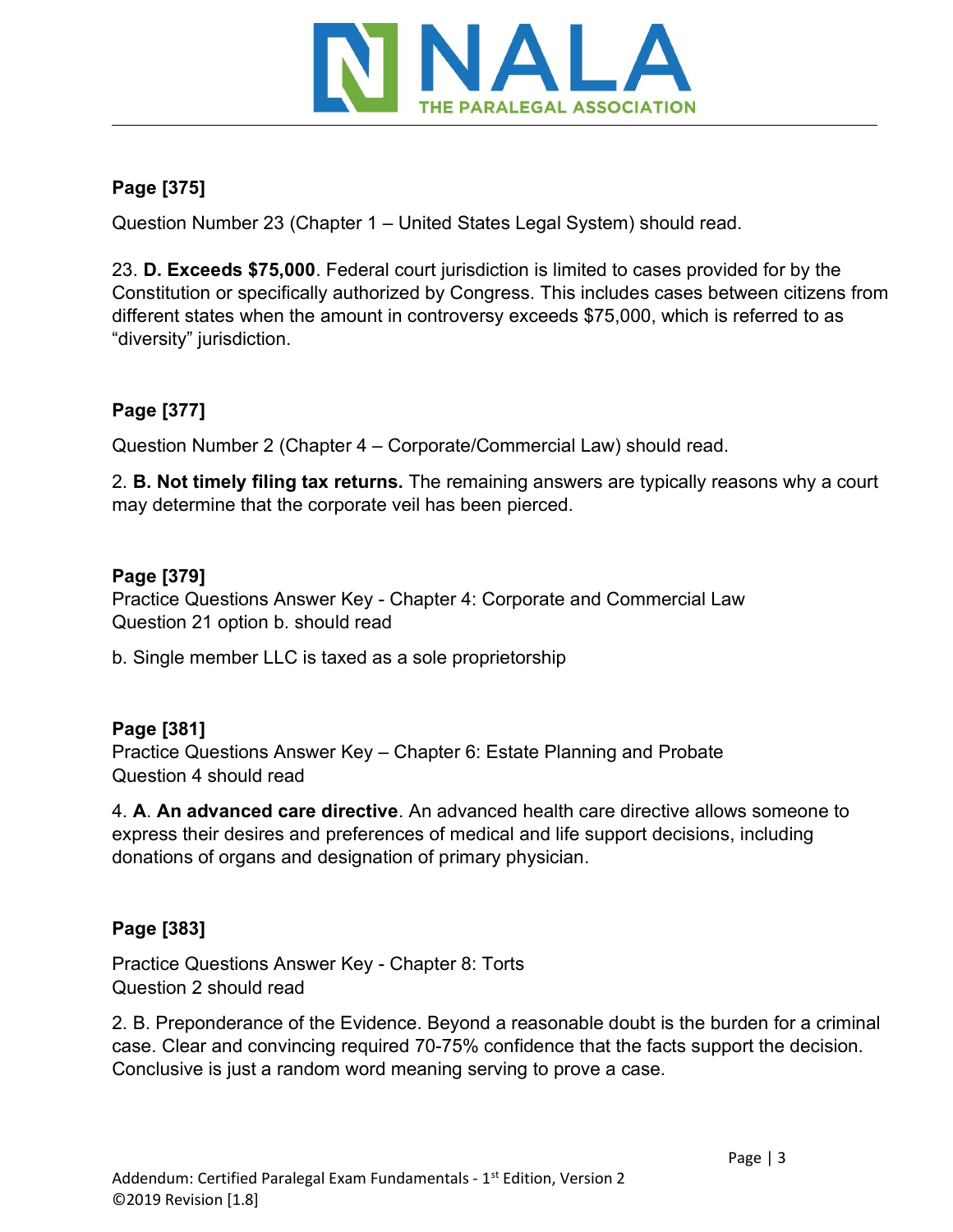**Page [375]**

Question Number 23 (Chapter 1 – United States Legal System) should read.

23. **D. Exceeds $75,000**. Federal court jurisdiction is limited to cases provided for by the Constitution or specifically authorized by Congress. This includes cases between citizens from different states when the amount in controversy exceeds $75,000, which is referred to as "diversity" jurisdiction.

**Page [377]**

Question Number 2 (Chapter 4 – Corporate/Commercial Law) should read.

2. **B. Not timely filing tax returns.** The remaining answers are typically reasons why a court may determine that the corporate veil has been pierced.

**Page [379]**

Practice Questions Answer Key - Chapter 4: Corporate and Commercial Law
Question 21 option b. should read

b. Single member LLC is taxed as a sole proprietorship

**Page [381]**

Practice Questions Answer Key – Chapter 6: Estate Planning and Probate
Question 4 should read

4. **A**. **An advanced care directive**. An advanced health care directive allows someone to express their desires and preferences of medical and life support decisions, including donations of organs and designation of primary physician.

**Page [383]**

Practice Questions Answer Key - Chapter 8: Torts
Question 2 should read

2. B. Preponderance of the Evidence. Beyond a reasonable doubt is the burden for a criminal case. Clear and convincing required 70-75% confidence that the facts support the decision. Conclusive is just a random word meaning serving to prove a case.

Addendum: Certified Paralegal Exam Fundamentals - 1st Edition, Version 2
©2019 Revision [1.8]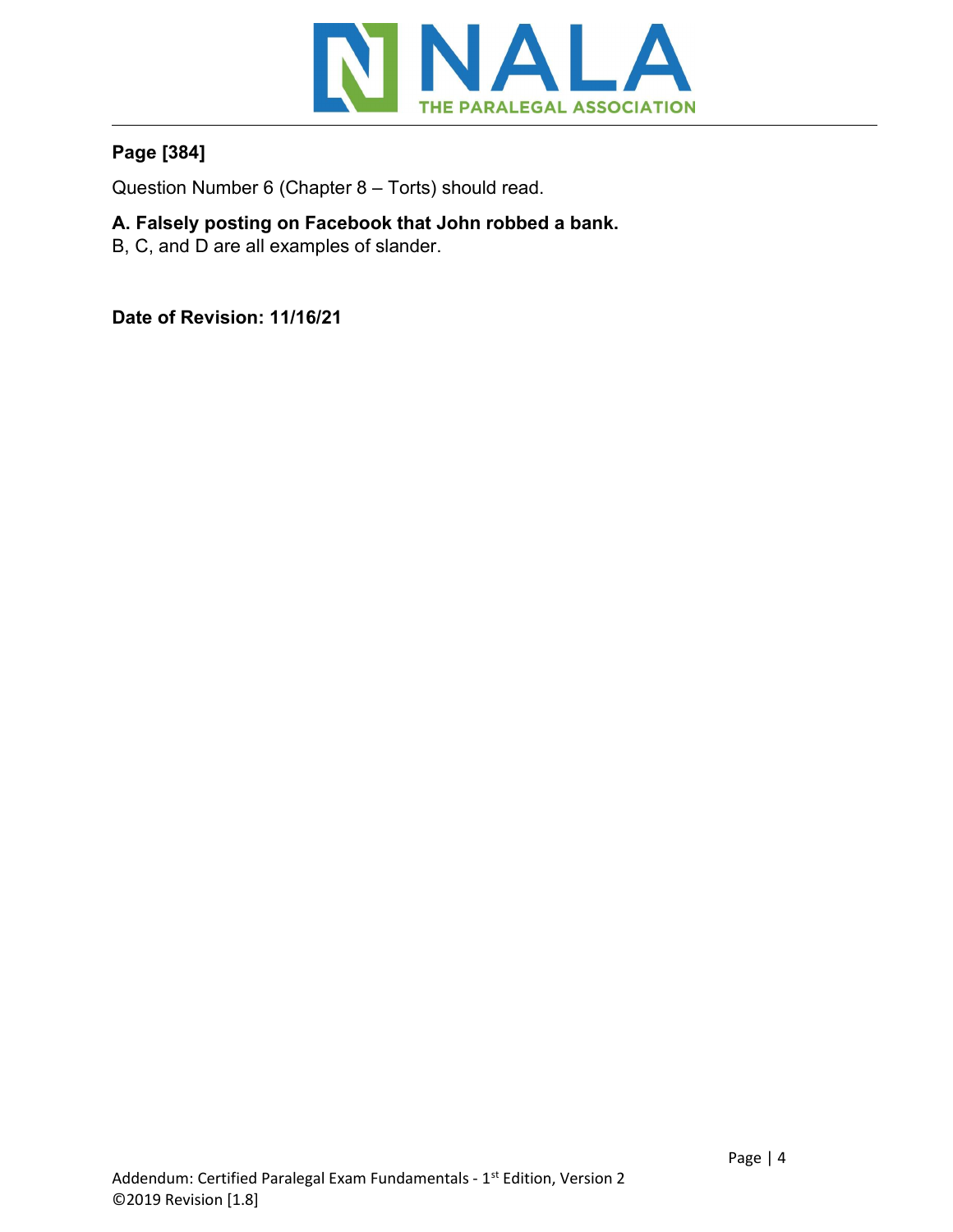**Page [384]**

Question Number 6 (Chapter 8 – Torts) should read.

**A. Falsely posting on Facebook that John robbed a bank.**
B, C, and D are all examples of slander.

**Date of Revision: 11/16/21**